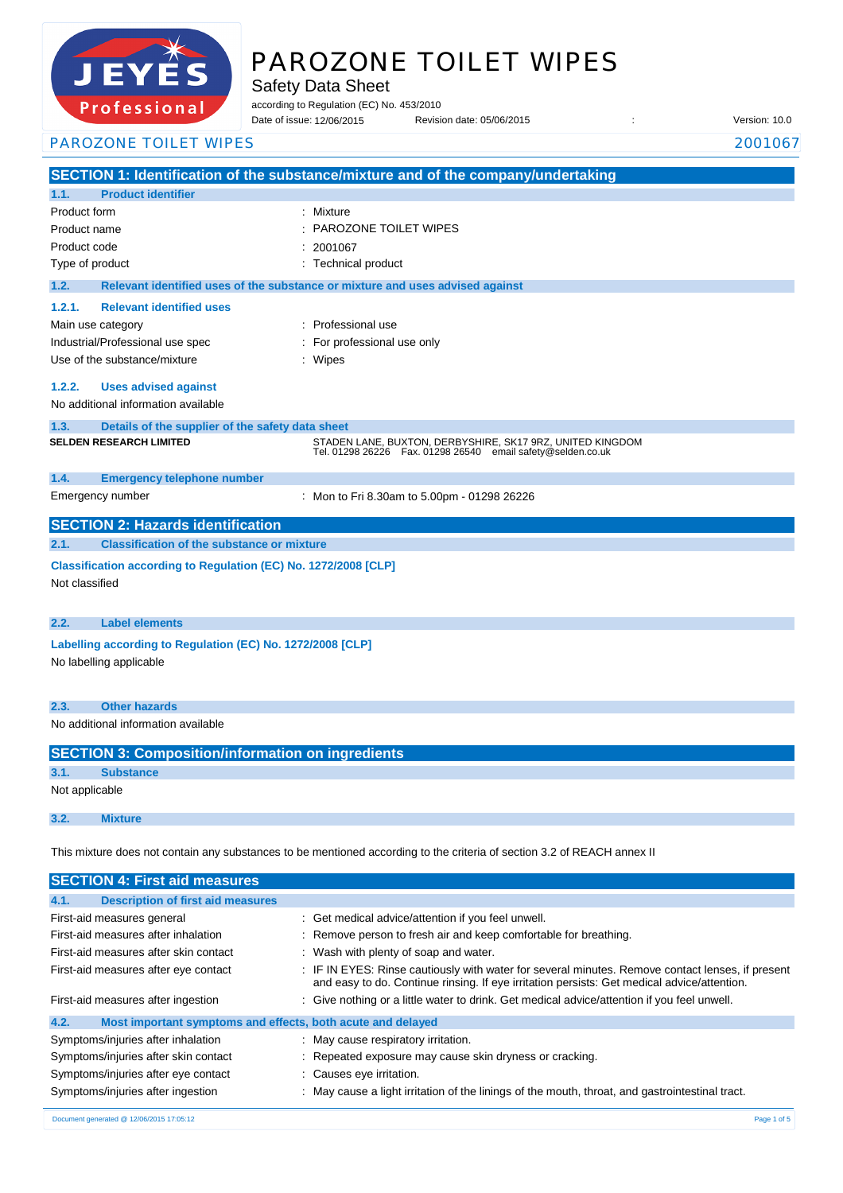# PAROZONE TOILET WIPES

## Safety Data Sheet

according to Regulation (EC) No. 453/2010

Date of issue: 12/06/2015 Revision date: 05/06/2015 : Version: 10.0

PAROZONE TOILET WIPES 2001067

## SECTION 1: Identification of the substance/mixture and of the company/undertaking

### 1.1. Product identifier

| | |
|---|---|
| Product form | : Mixture |
| Product name | : PAROZONE TOILET WIPES |
| Product code | : 2001067 |
| Type of product | : Technical product |

### 1.2. Relevant identified uses of the substance or mixture and uses advised against

#### 1.2.1. Relevant identified uses

| | |
|---|---|
| Main use category | : Professional use |
| Industrial/Professional use spec | : For professional use only |
| Use of the substance/mixture | : Wipes |

#### 1.2.2. Uses advised against

No additional information available

### 1.3. Details of the supplier of the safety data sheet

**SELDEN RESEARCH LIMITED**

STADEN LANE, BUXTON, DERBYSHIRE, SK17 9RZ, UNITED KINGDOM
Tel. 01298 26226 Fax. 01298 26540 email safety@selden.co.uk

### 1.4. Emergency telephone number

| | |
|---|---|
| Emergency number | : Mon to Fri 8.30am to 5.00pm - 01298 26226 |

## SECTION 2: Hazards identification

### 2.1. Classification of the substance or mixture

**Classification according to Regulation (EC) No. 1272/2008 [CLP]**

Not classified

### 2.2. Label elements

**Labelling according to Regulation (EC) No. 1272/2008 [CLP]**

No labelling applicable

### 2.3. Other hazards

No additional information available

## SECTION 3: Composition/information on ingredients

### 3.1. Substance

Not applicable

### 3.2. Mixture

This mixture does not contain any substances to be mentioned according to the criteria of section 3.2 of REACH annex II

## SECTION 4: First aid measures

### 4.1. Description of first aid measures

| | |
|---|---|
| First-aid measures general | : Get medical advice/attention if you feel unwell. |
| First-aid measures after inhalation | : Remove person to fresh air and keep comfortable for breathing. |
| First-aid measures after skin contact | : Wash with plenty of soap and water. |
| First-aid measures after eye contact | : IF IN EYES: Rinse cautiously with water for several minutes. Remove contact lenses, if present and easy to do. Continue rinsing. If eye irritation persists: Get medical advice/attention. |
| First-aid measures after ingestion | : Give nothing or a little water to drink. Get medical advice/attention if you feel unwell. |

### 4.2. Most important symptoms and effects, both acute and delayed

| | |
|---|---|
| Symptoms/injuries after inhalation | : May cause respiratory irritation. |
| Symptoms/injuries after skin contact | : Repeated exposure may cause skin dryness or cracking. |
| Symptoms/injuries after eye contact | : Causes eye irritation. |
| Symptoms/injuries after ingestion | : May cause a light irritation of the linings of the mouth, throat, and gastrointestinal tract. |

Document generated @ 12/06/2015 17:05:12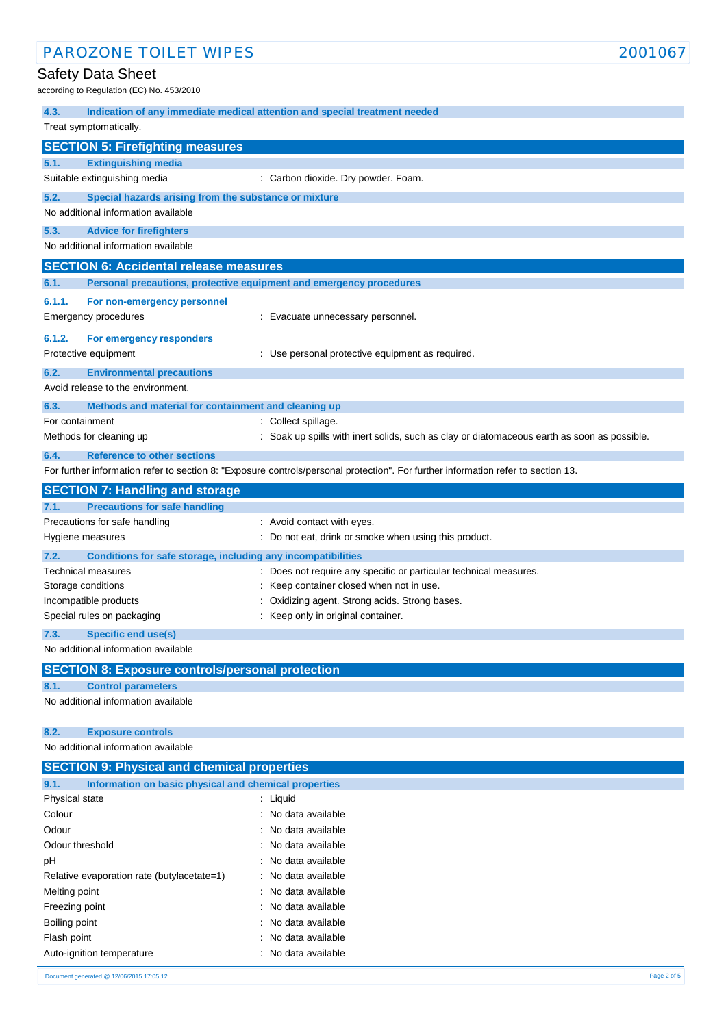### 4.3. Indication of any immediate medical attention and special treatment needed

Treat symptomatically.

## SECTION 5: Firefighting measures

### 5.1. Extinguishing media

Suitable extinguishing media : Carbon dioxide. Dry powder. Foam.

### 5.2. Special hazards arising from the substance or mixture

No additional information available

### 5.3. Advice for firefighters

No additional information available

## SECTION 6: Accidental release measures

### 6.1. Personal precautions, protective equipment and emergency procedures

#### 6.1.1. For non-emergency personnel

Emergency procedures : Evacuate unnecessary personnel.

#### 6.1.2. For emergency responders

Protective equipment : Use personal protective equipment as required.

### 6.2. Environmental precautions

Avoid release to the environment.

### 6.3. Methods and material for containment and cleaning up

For containment : Collect spillage.

Methods for cleaning up : Soak up spills with inert solids, such as clay or diatomaceous earth as soon as possible.

### 6.4. Reference to other sections

For further information refer to section 8: "Exposure controls/personal protection". For further information refer to section 13.

## SECTION 7: Handling and storage

### 7.1. Precautions for safe handling

Precautions for safe handling : Avoid contact with eyes.

Hygiene measures : Do not eat, drink or smoke when using this product.

### 7.2. Conditions for safe storage, including any incompatibilities

Technical measures : Does not require any specific or particular technical measures.

Storage conditions : Keep container closed when not in use.

Incompatible products : Oxidizing agent. Strong acids. Strong bases.

Special rules on packaging : Keep only in original container.

### 7.3. Specific end use(s)

No additional information available

## SECTION 8: Exposure controls/personal protection

### 8.1. Control parameters

No additional information available

### 8.2. Exposure controls

No additional information available

## SECTION 9: Physical and chemical properties

### 9.1. Information on basic physical and chemical properties

Physical state : Liquid

Colour : No data available

Odour : No data available

Odour threshold : No data available

pH : No data available

Relative evaporation rate (butylacetate=1) : No data available

Melting point : No data available

Freezing point : No data available

Boiling point : No data available

Flash point : No data available

Auto-ignition temperature : No data available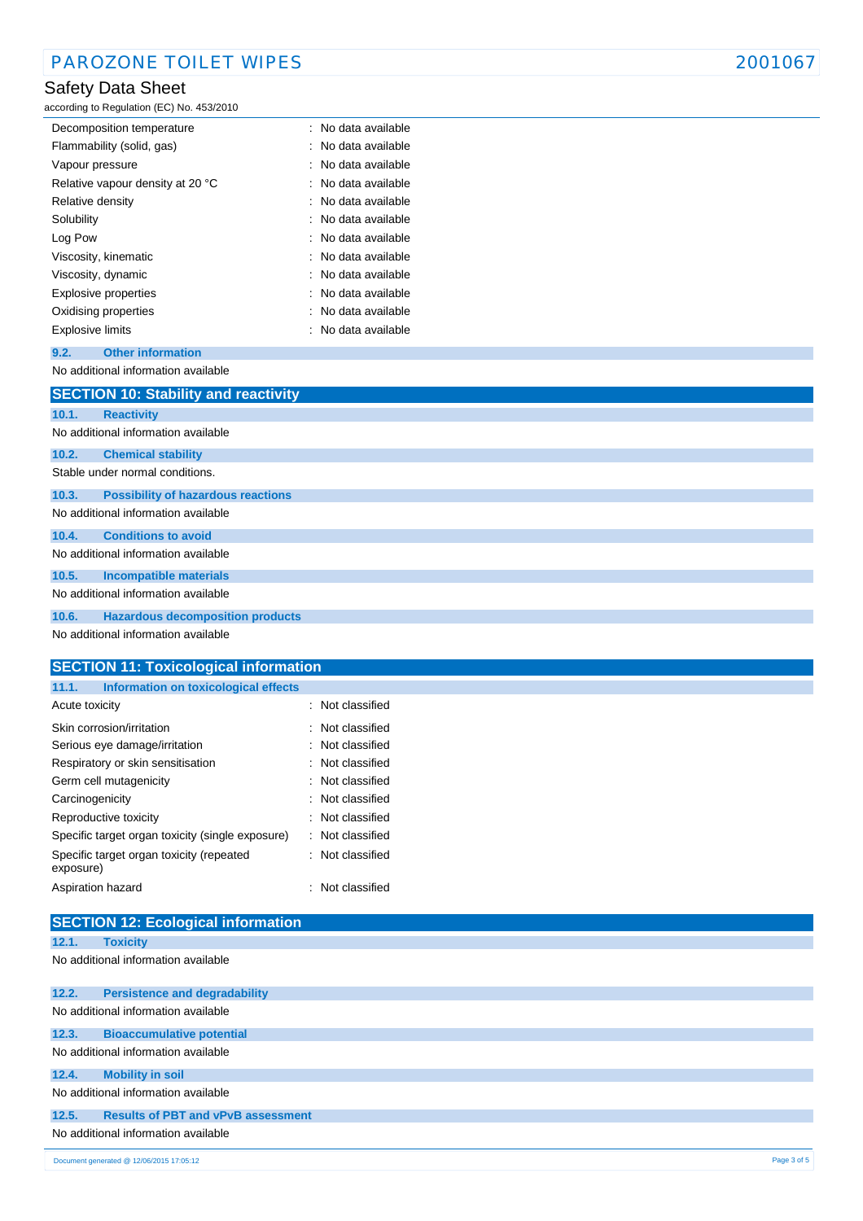| | |
|---|---|
| Decomposition temperature | : No data available |
| Flammability (solid, gas) | : No data available |
| Vapour pressure | : No data available |
| Relative vapour density at 20 °C | : No data available |
| Relative density | : No data available |
| Solubility | : No data available |
| Log Pow | : No data available |
| Viscosity, kinematic | : No data available |
| Viscosity, dynamic | : No data available |
| Explosive properties | : No data available |
| Oxidising properties | : No data available |
| Explosive limits | : No data available |

### 9.2. Other information

No additional information available

## SECTION 10: Stability and reactivity

### 10.1. Reactivity

No additional information available

### 10.2. Chemical stability

Stable under normal conditions.

### 10.3. Possibility of hazardous reactions

No additional information available

### 10.4. Conditions to avoid

No additional information available

### 10.5. Incompatible materials

No additional information available

### 10.6. Hazardous decomposition products

No additional information available

## SECTION 11: Toxicological information

### 11.1. Information on toxicological effects

| | |
|---|---|
| Acute toxicity | : Not classified |
| Skin corrosion/irritation | : Not classified |
| Serious eye damage/irritation | : Not classified |
| Respiratory or skin sensitisation | : Not classified |
| Germ cell mutagenicity | : Not classified |
| Carcinogenicity | : Not classified |
| Reproductive toxicity | : Not classified |
| Specific target organ toxicity (single exposure) | : Not classified |
| Specific target organ toxicity (repeated exposure) | : Not classified |
| Aspiration hazard | : Not classified |

## SECTION 12: Ecological information

### 12.1. Toxicity

No additional information available

### 12.2. Persistence and degradability

No additional information available

### 12.3. Bioaccumulative potential

No additional information available

### 12.4. Mobility in soil

No additional information available

### 12.5. Results of PBT and vPvB assessment

No additional information available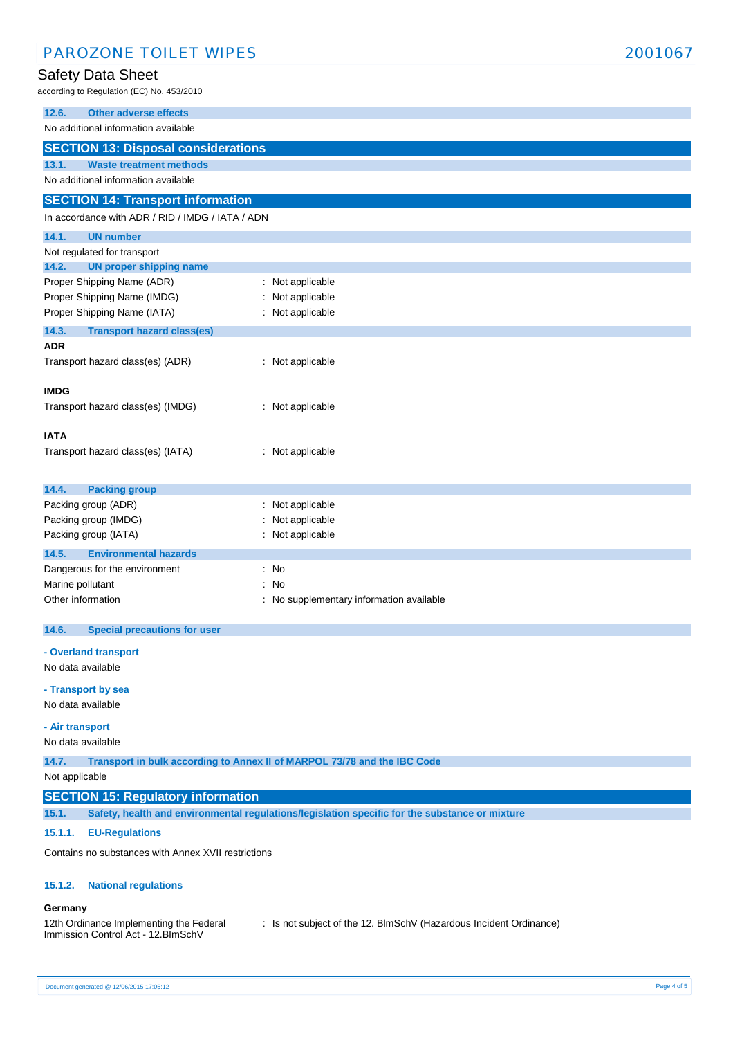### 12.6. Other adverse effects

No additional information available

## SECTION 13: Disposal considerations

### 13.1. Waste treatment methods

No additional information available

## SECTION 14: Transport information

In accordance with ADR / RID / IMDG / IATA / ADN

### 14.1. UN number

Not regulated for transport

### 14.2. UN proper shipping name

| | |
|---|---|
| Proper Shipping Name (ADR) | : Not applicable |
| Proper Shipping Name (IMDG) | : Not applicable |
| Proper Shipping Name (IATA) | : Not applicable |

### 14.3. Transport hazard class(es)

**ADR**

Transport hazard class(es) (ADR) : Not applicable

**IMDG**

Transport hazard class(es) (IMDG) : Not applicable

**IATA**

Transport hazard class(es) (IATA) : Not applicable

### 14.4. Packing group

| | |
|---|---|
| Packing group (ADR) | : Not applicable |
| Packing group (IMDG) | : Not applicable |
| Packing group (IATA) | : Not applicable |

### 14.5. Environmental hazards

| | |
|---|---|
| Dangerous for the environment | : No |
| Marine pollutant | : No |
| Other information | : No supplementary information available |

### 14.6. Special precautions for user

**- Overland transport**

No data available

**- Transport by sea**

No data available

**- Air transport**

No data available

### 14.7. Transport in bulk according to Annex II of MARPOL 73/78 and the IBC Code

Not applicable

## SECTION 15: Regulatory information

### 15.1. Safety, health and environmental regulations/legislation specific for the substance or mixture

#### 15.1.1. EU-Regulations

Contains no substances with Annex XVII restrictions

#### 15.1.2. National regulations

**Germany**

12th Ordinance Implementing the Federal Immission Control Act - 12.BImSchV : Is not subject of the 12. BlmSchV (Hazardous Incident Ordinance)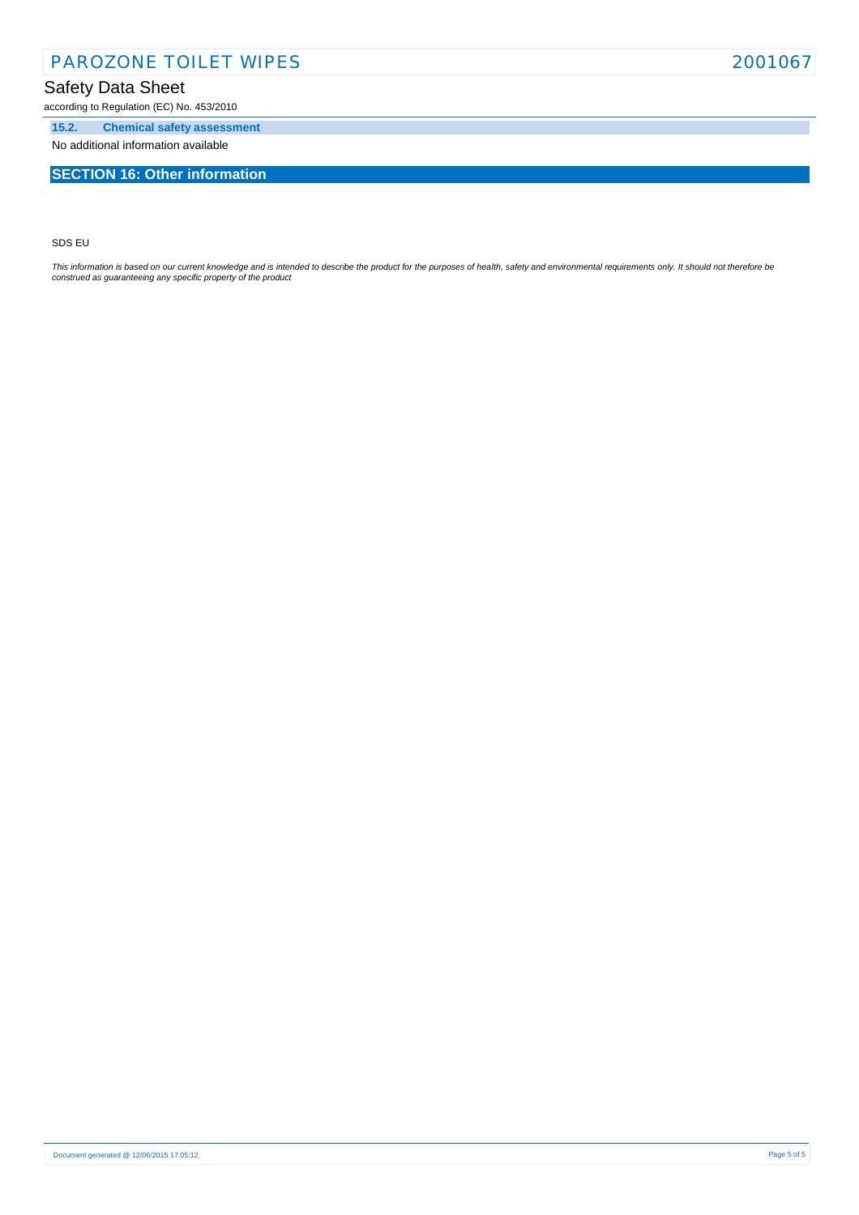### 15.2. Chemical safety assessment

No additional information available

## SECTION 16: Other information

SDS EU

*This information is based on our current knowledge and is intended to describe the product for the purposes of health, safety and environmental requirements only. It should not therefore be construed as guaranteeing any specific property of the product*